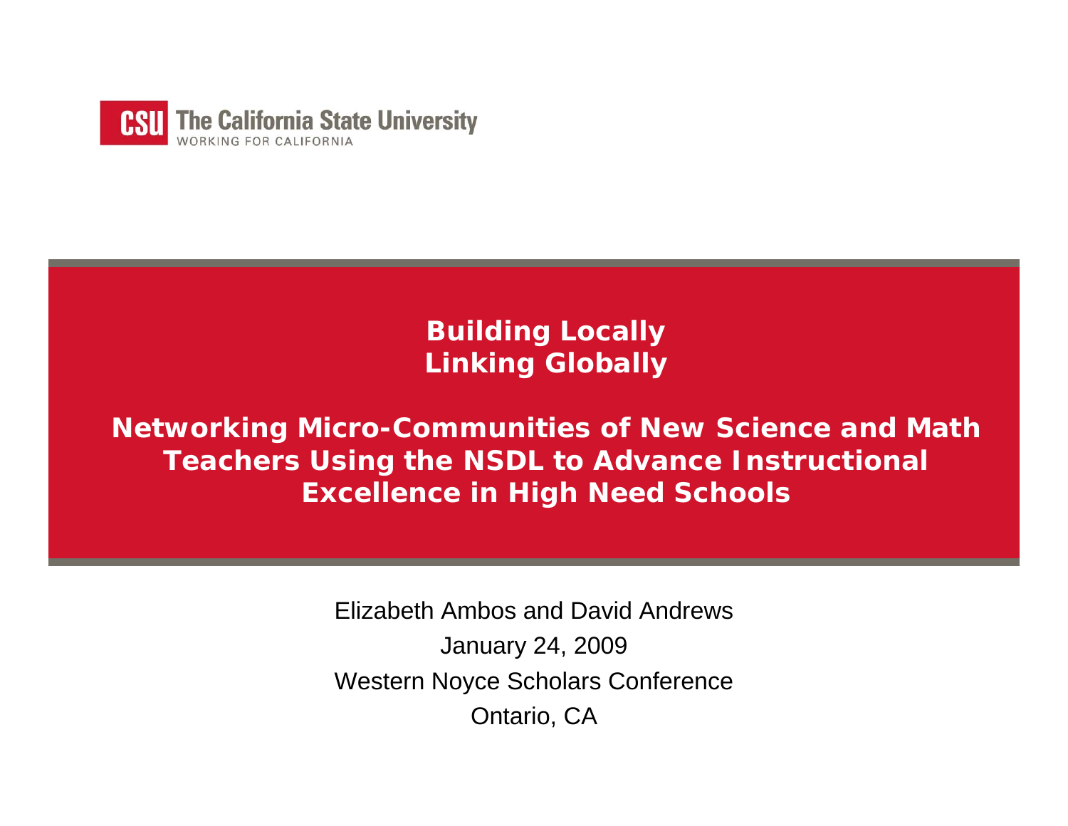The California State University
WORKING FOR CALIFORNIA

# Building Locally
# Linking Globally

## Networking Micro-Communities of New Science and Math Teachers Using the NSDL to Advance Instructional Excellence in High Need Schools

Elizabeth Ambos and David Andrews

January 24, 2009

Western Noyce Scholars Conference

Ontario, CA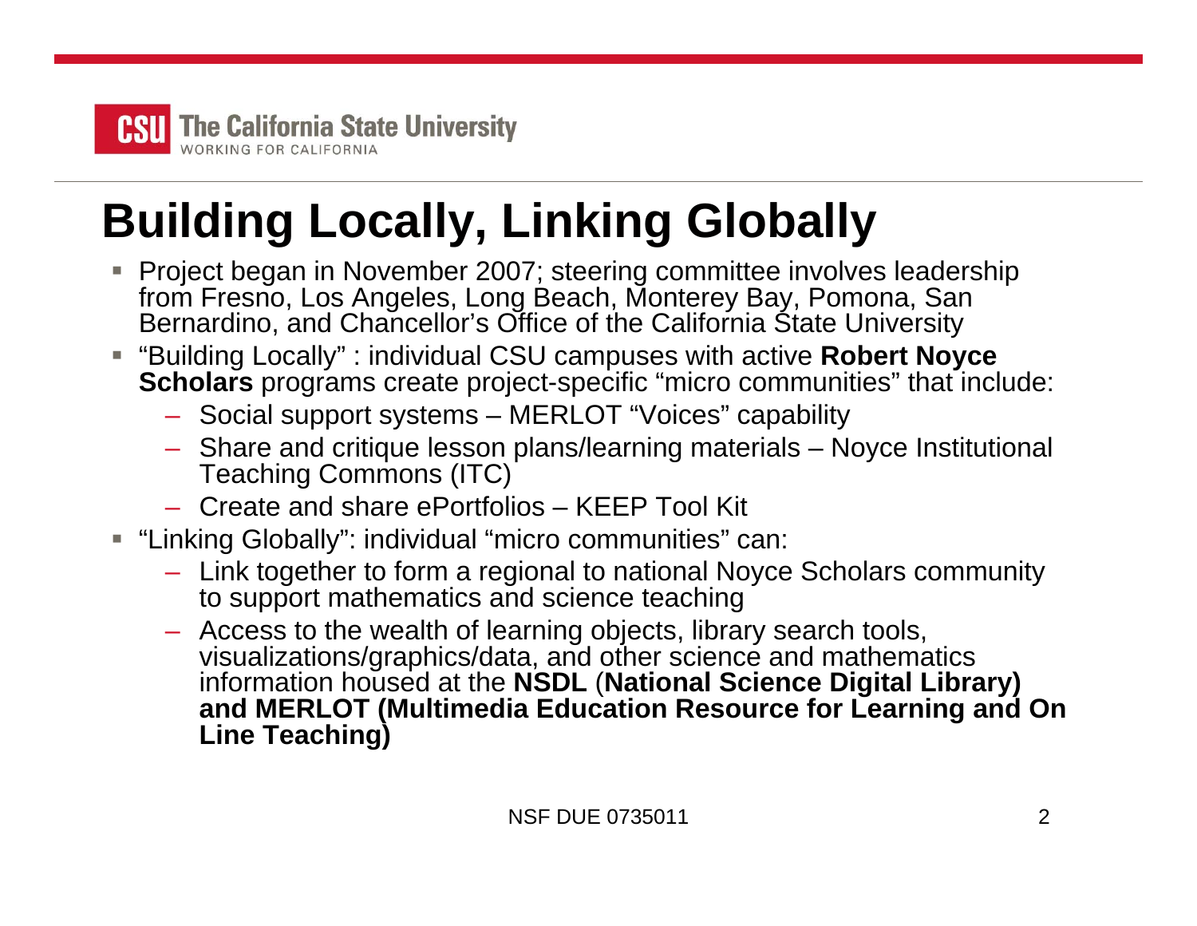# Building Locally, Linking Globally

- Project began in November 2007; steering committee involves leadership from Fresno, Los Angeles, Long Beach, Monterey Bay, Pomona, San Bernardino, and Chancellor's Office of the California State University
- "Building Locally" : individual CSU campuses with active **Robert Noyce Scholars** programs create project-specific "micro communities" that include:
  - Social support systems – MERLOT "Voices" capability
  - Share and critique lesson plans/learning materials – Noyce Institutional Teaching Commons (ITC)
  - Create and share ePortfolios – KEEP Tool Kit
- "Linking Globally": individual "micro communities" can:
  - Link together to form a regional to national Noyce Scholars community to support mathematics and science teaching
  - Access to the wealth of learning objects, library search tools, visualizations/graphics/data, and other science and mathematics information housed at the **NSDL** (**National Science Digital Library) and MERLOT (Multimedia Education Resource for Learning and On Line Teaching)**

NSF DUE 0735011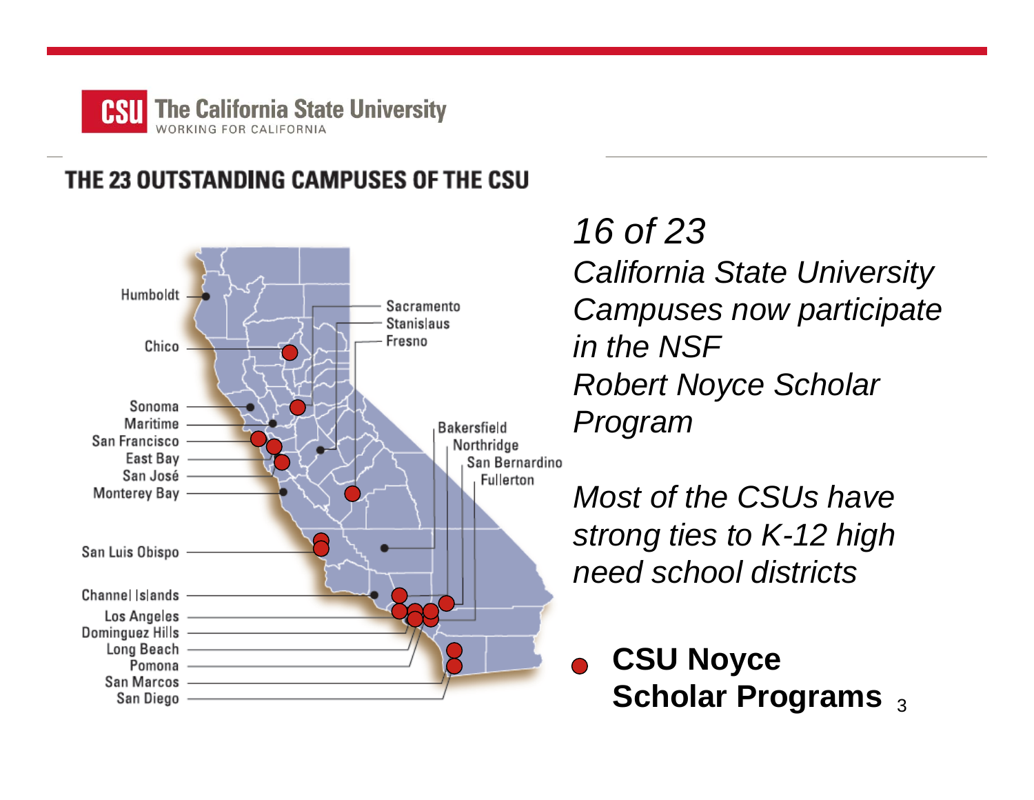**CSU** The California State University
WORKING FOR CALIFORNIA

## THE 23 OUTSTANDING CAMPUSES OF THE CSU

Humboldt
Chico
Sonoma
Maritime
San Francisco
East Bay
San José
Monterey Bay
San Luis Obispo
Channel Islands
Los Angeles
Dominguez Hills
Long Beach
Pomona
San Marcos
San Diego
Sacramento
Stanislaus
Fresno
Bakersfield
Northridge
San Bernardino
Fullerton

*16 of 23*
*California State University Campuses now participate in the NSF Robert Noyce Scholar Program*

*Most of the CSUs have strong ties to K-12 high need school districts*

● **CSU Noyce Scholar Programs**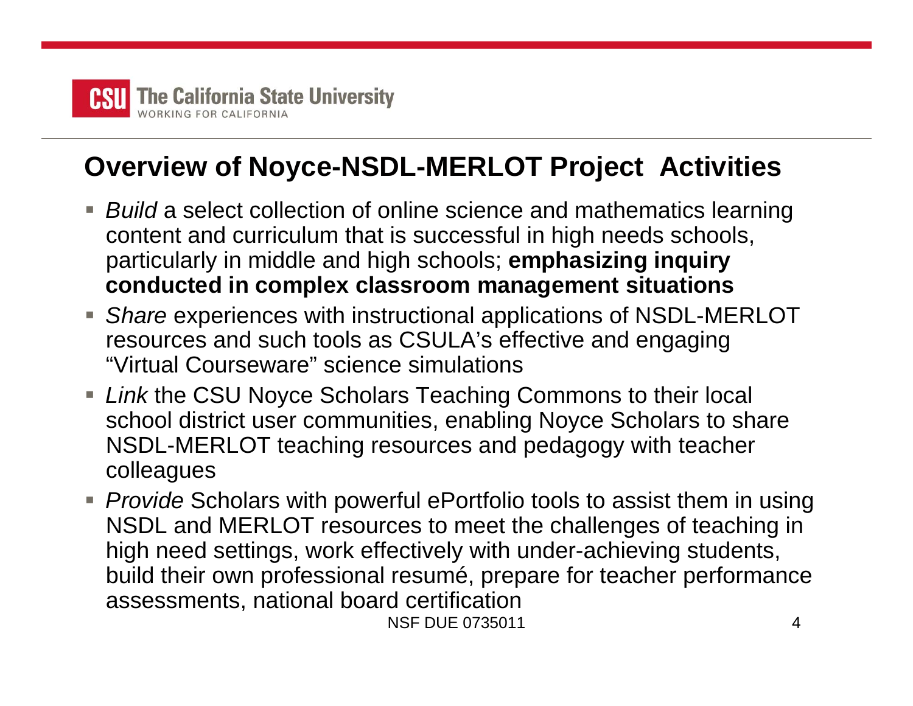## Overview of Noyce-NSDL-MERLOT Project Activities

- *Build* a select collection of online science and mathematics learning content and curriculum that is successful in high needs schools, particularly in middle and high schools; **emphasizing inquiry conducted in complex classroom management situations**
- *Share* experiences with instructional applications of NSDL-MERLOT resources and such tools as CSULA's effective and engaging "Virtual Courseware" science simulations
- *Link* the CSU Noyce Scholars Teaching Commons to their local school district user communities, enabling Noyce Scholars to share NSDL-MERLOT teaching resources and pedagogy with teacher colleagues
- *Provide* Scholars with powerful ePortfolio tools to assist them in using NSDL and MERLOT resources to meet the challenges of teaching in high need settings, work effectively with under-achieving students, build their own professional resumé, prepare for teacher performance assessments, national board certification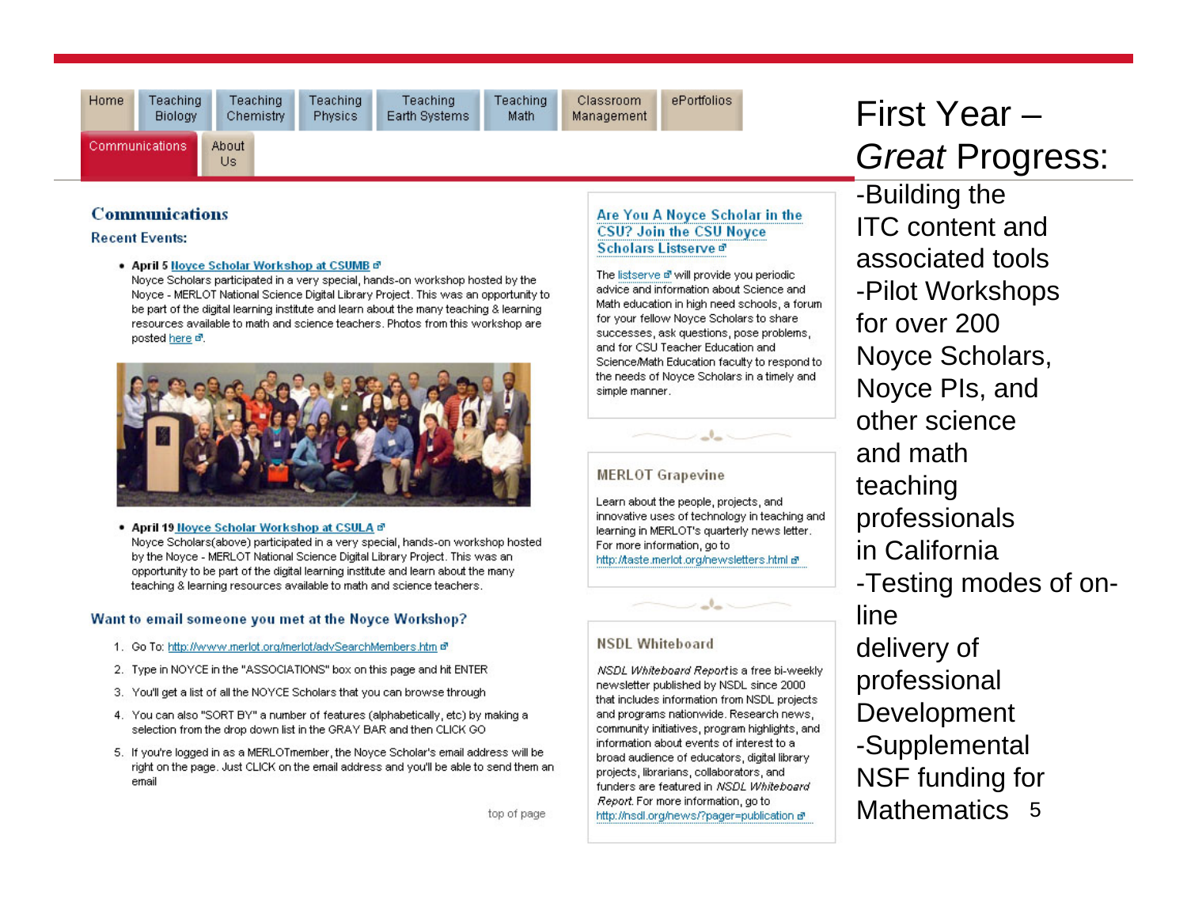# First Year – *Great* Progress:

- -Building the ITC content and associated tools
- -Pilot Workshops for over 200 Noyce Scholars, Noyce PIs, and other science and math teaching professionals in California
- -Testing modes of on-line delivery of professional Development
- -Supplemental NSF funding for Mathematics

Home | Teaching Biology | Teaching Chemistry | Teaching Physics | Teaching Earth Systems | Teaching Math | Classroom Management | ePortfolios | Communications | About Us

## Communications

### Recent Events:

- **April 5** Noyce Scholar Workshop at CSUMB
  Noyce Scholars participated in a very special, hands-on workshop hosted by the Noyce - MERLOT National Science Digital Library Project. This was an opportunity to be part of the digital learning institute and learn about the many teaching & learning resources available to math and science teachers. Photos from this workshop are posted here.

- **April 19** Noyce Scholar Workshop at CSULA
  Noyce Scholars(above) participated in a very special, hands-on workshop hosted by the Noyce - MERLOT National Science Digital Library Project. This was an opportunity to be part of the digital learning institute and learn about the many teaching & learning resources available to math and science teachers.

### Want to email someone you met at the Noyce Workshop?

1. Go To: http://www.merlot.org/merlot/advSearchMembers.htm
2. Type in NOYCE in the "ASSOCIATIONS" box on this page and hit ENTER
3. You'll get a list of all the NOYCE Scholars that you can browse through
4. You can also "SORT BY" a number of features (alphabetically, etc) by making a selection from the drop down list in the GRAY BAR and then CLICK GO
5. If you're logged in as a MERLOTmember, the Noyce Scholar's email address will be right on the page. Just CLICK on the email address and you'll be able to send them an email

top of page

### Are You A Noyce Scholar in the CSU? Join the CSU Noyce Scholars Listserve

The listserve will provide you periodic advice and information about Science and Math education in high need schools, a forum for your fellow Noyce Scholars to share successes, ask questions, pose problems, and for CSU Teacher Education and Science/Math Education faculty to respond to the needs of Noyce Scholars in a timely and simple manner.

### MERLOT Grapevine

Learn about the people, projects, and innovative uses of technology in teaching and learning in MERLOT's quarterly news letter. For more information, go to http://taste.merlot.org/newsletters.html

### NSDL Whiteboard

*NSDL Whiteboard Report* is a free bi-weekly newsletter published by NSDL since 2000 that includes information from NSDL projects and programs nationwide. Research news, community initiatives, program highlights, and information about events of interest to a broad audience of educators, digital library projects, librarians, collaborators, and funders are featured in *NSDL Whiteboard Report*. For more information, go to http://nsdl.org/news/?pager=publication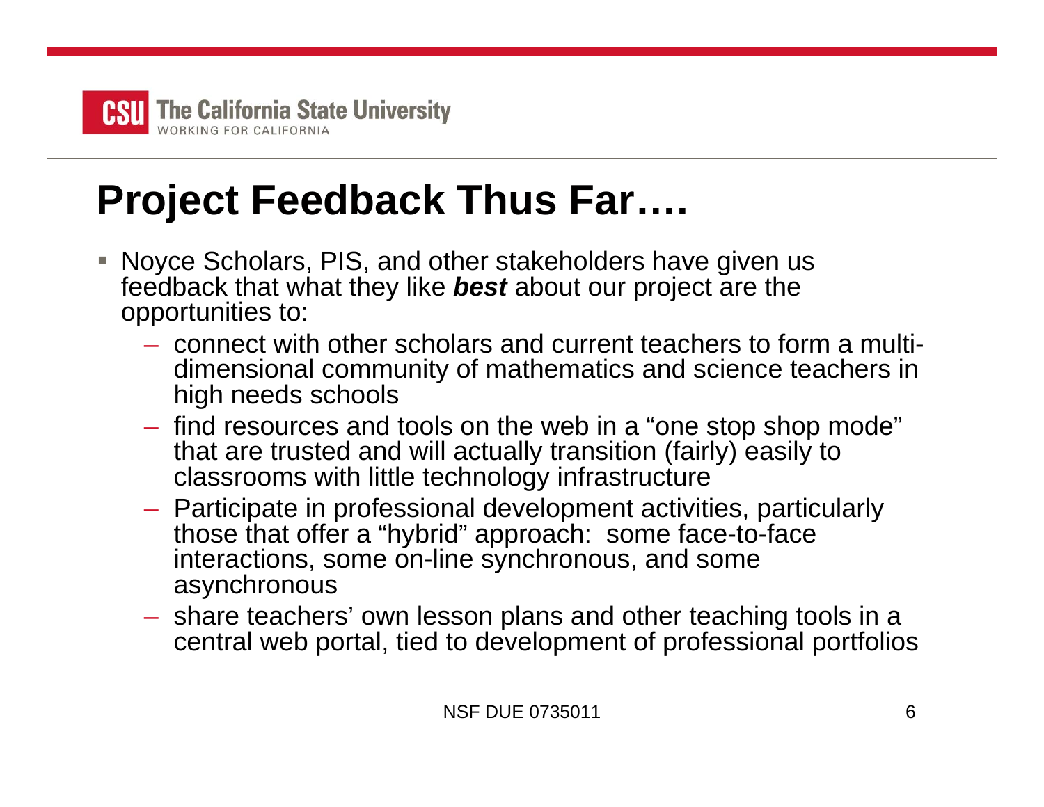# Project Feedback Thus Far….

- Noyce Scholars, PIS, and other stakeholders have given us feedback that what they like ***best*** about our project are the opportunities to:
  - connect with other scholars and current teachers to form a multi-dimensional community of mathematics and science teachers in high needs schools
  - find resources and tools on the web in a "one stop shop mode" that are trusted and will actually transition (fairly) easily to classrooms with little technology infrastructure
  - Participate in professional development activities, particularly those that offer a "hybrid" approach: some face-to-face interactions, some on-line synchronous, and some asynchronous
  - share teachers' own lesson plans and other teaching tools in a central web portal, tied to development of professional portfolios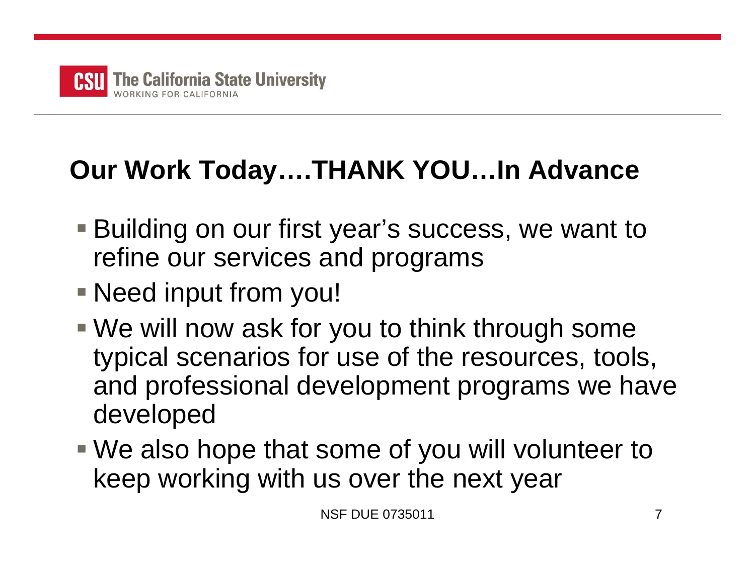# Our Work Today….THANK YOU…In Advance

- Building on our first year's success, we want to refine our services and programs
- Need input from you!
- We will now ask for you to think through some typical scenarios for use of the resources, tools, and professional development programs we have developed
- We also hope that some of you will volunteer to keep working with us over the next year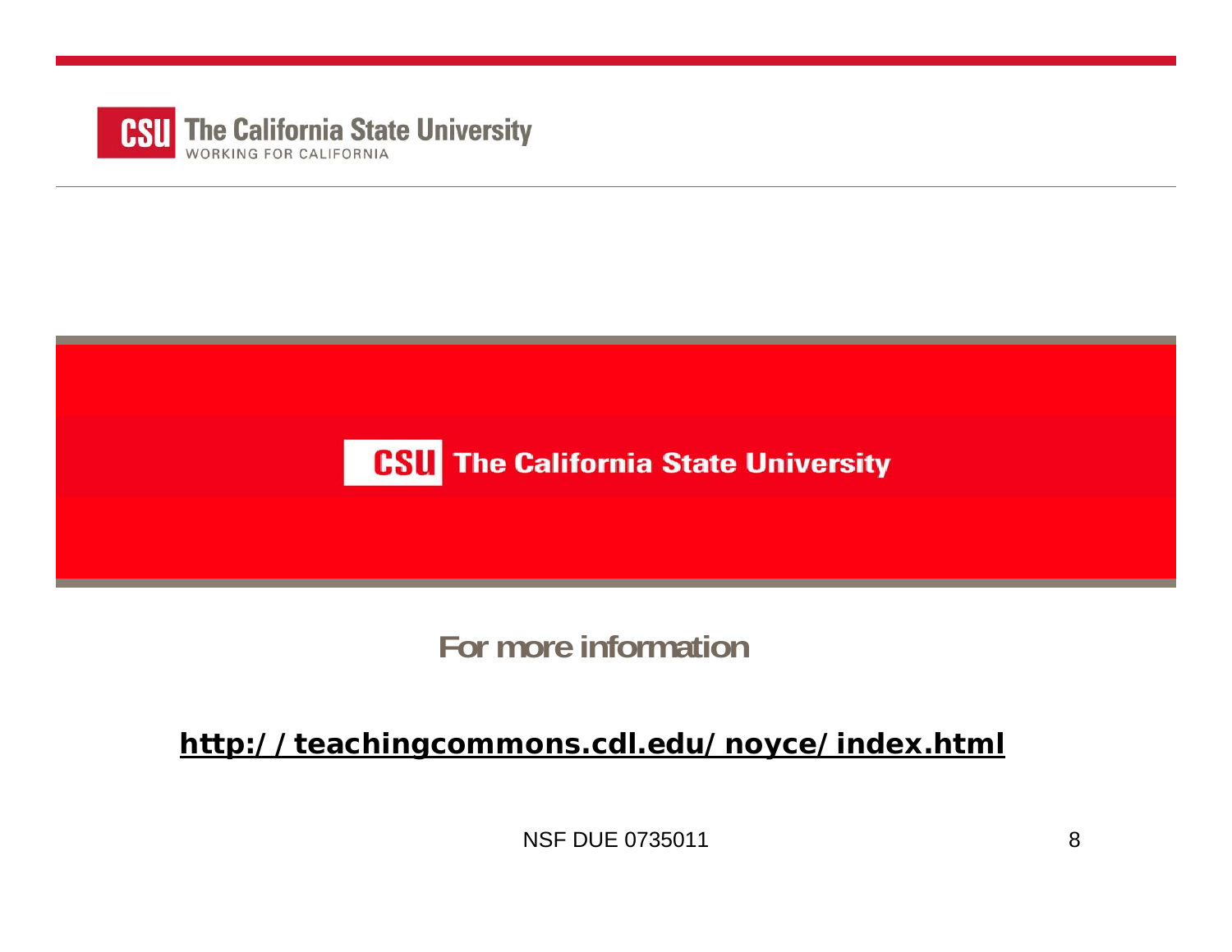The California State University

WORKING FOR CALIFORNIA

The California State University

## For more information

**http://teachingcommons.cdl.edu/noyce/index.html**

NSF DUE 0735011